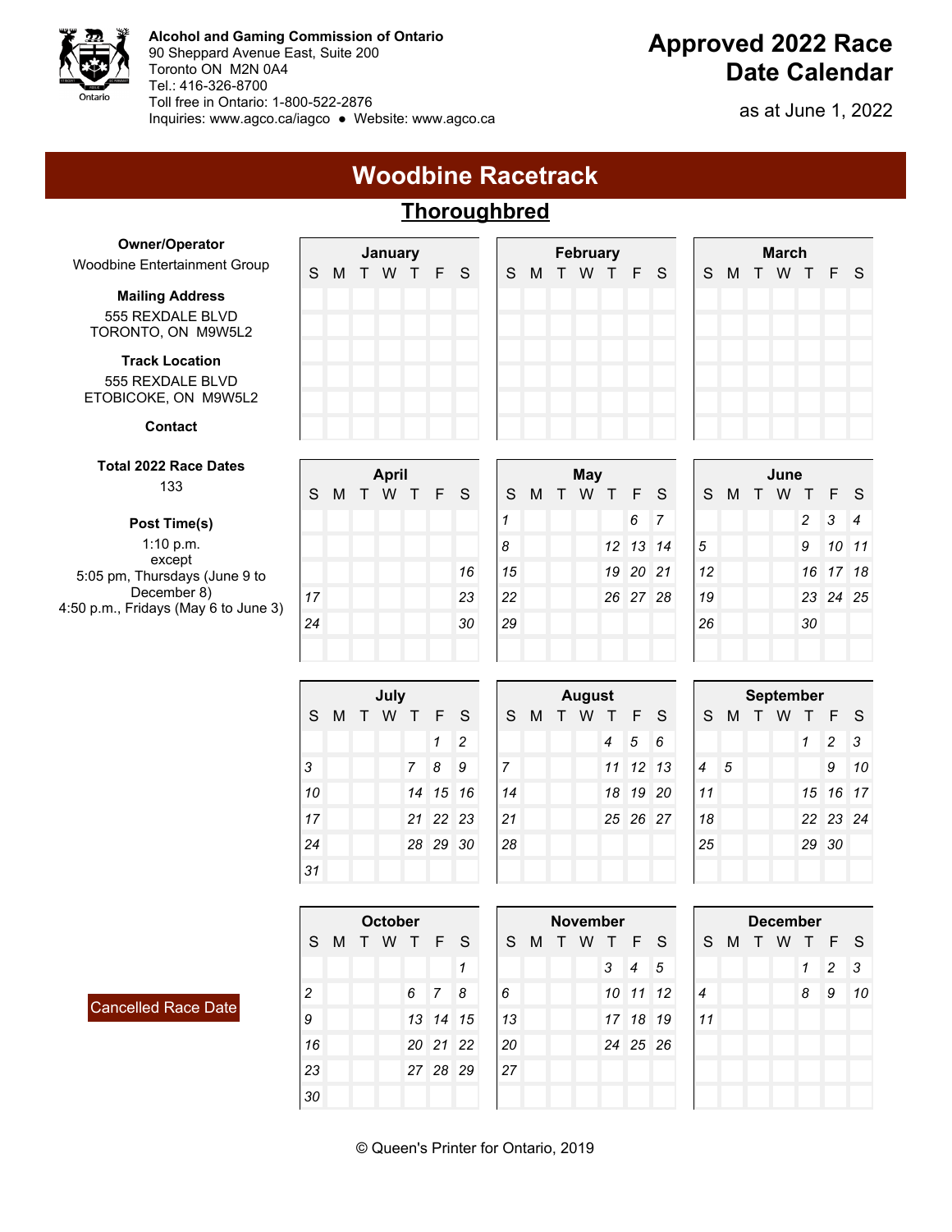**Alcohol and Gaming Commission of Ontario**
90 Sheppard Avenue East, Suite 200
Toronto ON M2N 0A4
Tel.: 416-326-8700
Toll free in Ontario: 1-800-522-2876
Inquiries: www.agco.ca/iagco ● Website: www.agco.ca

# Approved 2022 Race Date Calendar

as at June 1, 2022

## Woodbine Racetrack

### Thoroughbred

**Owner/Operator**
Woodbine Entertainment Group

**Mailing Address**
555 REXDALE BLVD
TORONTO, ON M9W5L2

**Track Location**
555 REXDALE BLVD
ETOBICOKE, ON M9W5L2

**Contact**

**Total 2022 Race Dates**
133

**Post Time(s)**
1:10 p.m.
except
5:05 pm, Thursdays (June 9 to December 8)
4:50 p.m., Fridays (May 6 to June 3)

Cancelled Race Date

**January**

| S | M | T | W | T | F | S |
|---|---|---|---|---|---|---|

**February**

| S | M | T | W | T | F | S |
|---|---|---|---|---|---|---|

**March**

| S | M | T | W | T | F | S |
|---|---|---|---|---|---|---|

**April**

| S | M | T | W | T | F | S |
|---|---|---|---|---|---|---|
| | | | | | | 16 |
| 17 | | | | | | 23 |
| 24 | | | | | | 30 |

**May**

| S | M | T | W | T | F | S |
|---|---|---|---|---|---|---|
| 1 | | | | | 6 | 7 |
| 8 | | | | 12 | 13 | 14 |
| 15 | | | | 19 | 20 | 21 |
| 22 | | | | 26 | 27 | 28 |
| 29 | | | | | | |

**June**

| S | M | T | W | T | F | S |
|---|---|---|---|---|---|---|
| | | | | 2 | 3 | 4 |
| 5 | | | | 9 | 10 | 11 |
| 12 | | | | 16 | 17 | 18 |
| 19 | | | | 23 | 24 | 25 |
| 26 | | | | 30 | | |

**July**

| S | M | T | W | T | F | S |
|---|---|---|---|---|---|---|
| | | | | | 1 | 2 |
| 3 | | | | 7 | 8 | 9 |
| 10 | | | | 14 | 15 | 16 |
| 17 | | | | 21 | 22 | 23 |
| 24 | | | | 28 | 29 | 30 |
| 31 | | | | | | |

**August**

| S | M | T | W | T | F | S |
|---|---|---|---|---|---|---|
| | | | | 4 | 5 | 6 |
| 7 | | | | 11 | 12 | 13 |
| 14 | | | | 18 | 19 | 20 |
| 21 | | | | 25 | 26 | 27 |
| 28 | | | | | | |

**September**

| S | M | T | W | T | F | S |
|---|---|---|---|---|---|---|
| | | | | 1 | 2 | 3 |
| 4 | 5 | | | | 9 | 10 |
| 11 | | | | 15 | 16 | 17 |
| 18 | | | | 22 | 23 | 24 |
| 25 | | | | 29 | 30 | |

**October**

| S | M | T | W | T | F | S |
|---|---|---|---|---|---|---|
| | | | | | | 1 |
| 2 | | | | 6 | 7 | 8 |
| 9 | | | | 13 | 14 | 15 |
| 16 | | | | 20 | 21 | 22 |
| 23 | | | | 27 | 28 | 29 |
| 30 | | | | | | |

**November**

| S | M | T | W | T | F | S |
|---|---|---|---|---|---|---|
| | | | | 3 | 4 | 5 |
| 6 | | | | 10 | 11 | 12 |
| 13 | | | | 17 | 18 | 19 |
| 20 | | | | 24 | 25 | 26 |
| 27 | | | | | | |

**December**

| S | M | T | W | T | F | S |
|---|---|---|---|---|---|---|
| | | | | 1 | 2 | 3 |
| 4 | | | | 8 | 9 | 10 |
| 11 | | | | | | |

© Queen's Printer for Ontario, 2019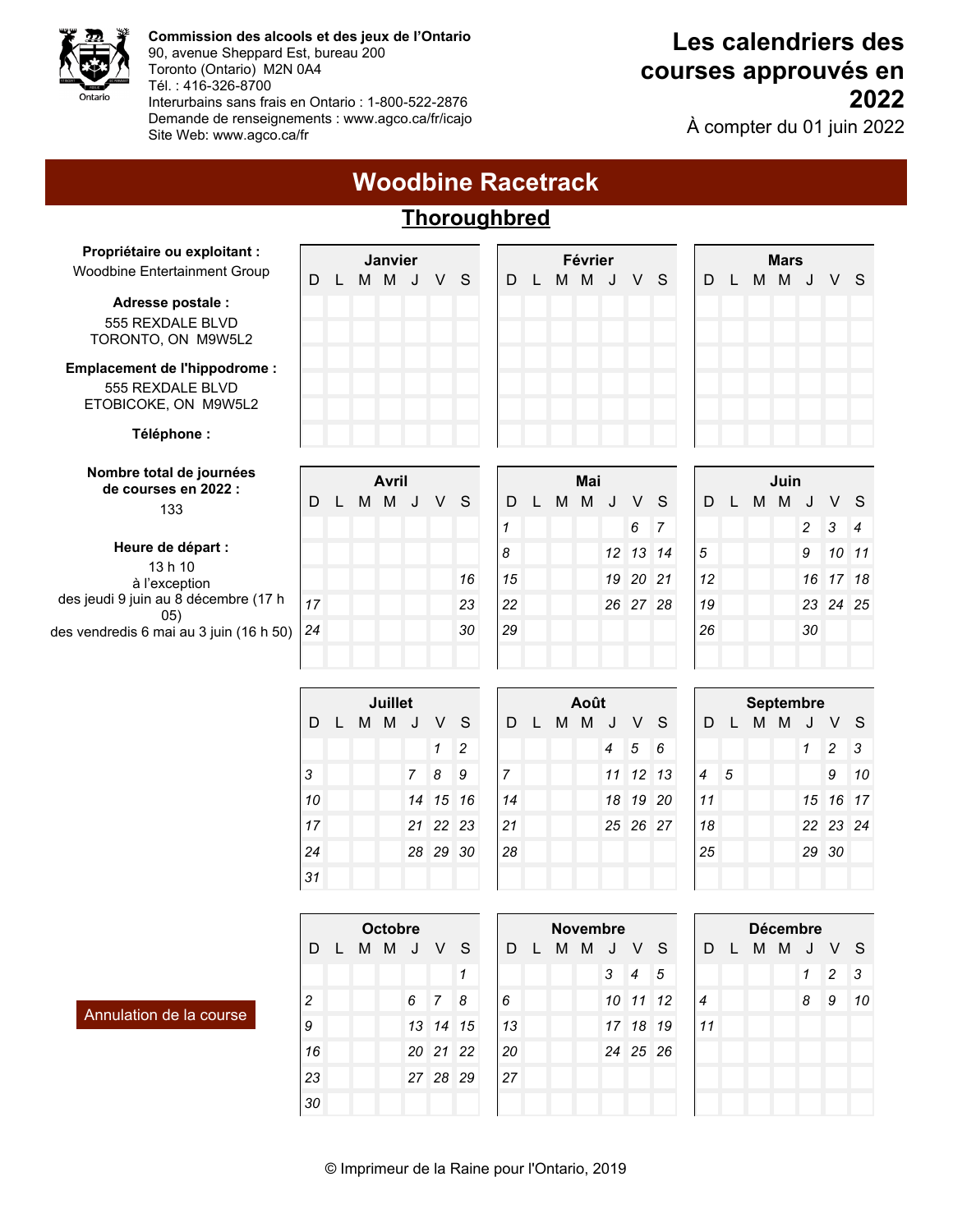**Commission des alcools et des jeux de l'Ontario**
90, avenue Sheppard Est, bureau 200
Toronto (Ontario) M2N 0A4
Tél. : 416-326-8700
Interurbains sans frais en Ontario : 1-800-522-2876
Demande de renseignements : www.agco.ca/fr/icajo
Site Web: www.agco.ca/fr

# Les calendriers des courses approuvés en 2022

À compter du 01 juin 2022

## Woodbine Racetrack

### Thoroughbred

**Propriétaire ou exploitant :**
Woodbine Entertainment Group

**Adresse postale :**
555 REXDALE BLVD
TORONTO, ON M9W5L2

**Emplacement de l'hippodrome :**
555 REXDALE BLVD
ETOBICOKE, ON M9W5L2

**Téléphone :**

**Nombre total de journées de courses en 2022 :**
133

**Heure de départ :**
13 h 10
à l'exception
des jeudi 9 juin au 8 décembre (17 h 05)
des vendredis 6 mai au 3 juin (16 h 50)

**Janvier**

| D | L | M | M | J | V | S |
|---|---|---|---|---|---|---|

**Février**

| D | L | M | M | J | V | S |
|---|---|---|---|---|---|---|

**Mars**

| D | L | M | M | J | V | S |
|---|---|---|---|---|---|---|

**Avril**

| D | L | M | M | J | V | S |
|---|---|---|---|---|---|---|
| | | | | | | 16 |
| 17 | | | | | | 23 |
| 24 | | | | | | 30 |

**Mai**

| D | L | M | M | J | V | S |
|---|---|---|---|---|---|---|
| 1 | | | | | 6 | 7 |
| 8 | | | | 12 | 13 | 14 |
| 15 | | | | 19 | 20 | 21 |
| 22 | | | | 26 | 27 | 28 |
| 29 | | | | | | |

**Juin**

| D | L | M | M | J | V | S |
|---|---|---|---|---|---|---|
| | | | | 2 | 3 | 4 |
| 5 | | | | 9 | 10 | 11 |
| 12 | | | | 16 | 17 | 18 |
| 19 | | | | 23 | 24 | 25 |
| 26 | | | | 30 | | |

**Juillet**

| D | L | M | M | J | V | S |
|---|---|---|---|---|---|---|
| | | | | | 1 | 2 |
| 3 | | | | 7 | 8 | 9 |
| 10 | | | | 14 | 15 | 16 |
| 17 | | | | 21 | 22 | 23 |
| 24 | | | | 28 | 29 | 30 |
| 31 | | | | | | |

**Août**

| D | L | M | M | J | V | S |
|---|---|---|---|---|---|---|
| | | | | 4 | 5 | 6 |
| 7 | | | | 11 | 12 | 13 |
| 14 | | | | 18 | 19 | 20 |
| 21 | | | | 25 | 26 | 27 |
| 28 | | | | | | |

**Septembre**

| D | L | M | M | J | V | S |
|---|---|---|---|---|---|---|
| | | | | 1 | 2 | 3 |
| 4 | 5 | | | | 9 | 10 |
| 11 | | | | 15 | 16 | 17 |
| 18 | | | | 22 | 23 | 24 |
| 25 | | | | 29 | 30 | |

**Octobre**

| D | L | M | M | J | V | S |
|---|---|---|---|---|---|---|
| | | | | | | 1 |
| 2 | | | | 6 | 7 | 8 |
| 9 | | | | 13 | 14 | 15 |
| 16 | | | | 20 | 21 | 22 |
| 23 | | | | 27 | 28 | 29 |
| 30 | | | | | | |

**Novembre**

| D | L | M | M | J | V | S |
|---|---|---|---|---|---|---|
| | | | | 3 | 4 | 5 |
| 6 | | | | 10 | 11 | 12 |
| 13 | | | | 17 | 18 | 19 |
| 20 | | | | 24 | 25 | 26 |
| 27 | | | | | | |

**Décembre**

| D | L | M | M | J | V | S |
|---|---|---|---|---|---|---|
| | | | | 1 | 2 | 3 |
| 4 | | | | 8 | 9 | 10 |
| 11 | | | | | | |

Annulation de la course

© Imprimeur de la Raine pour l'Ontario, 2019